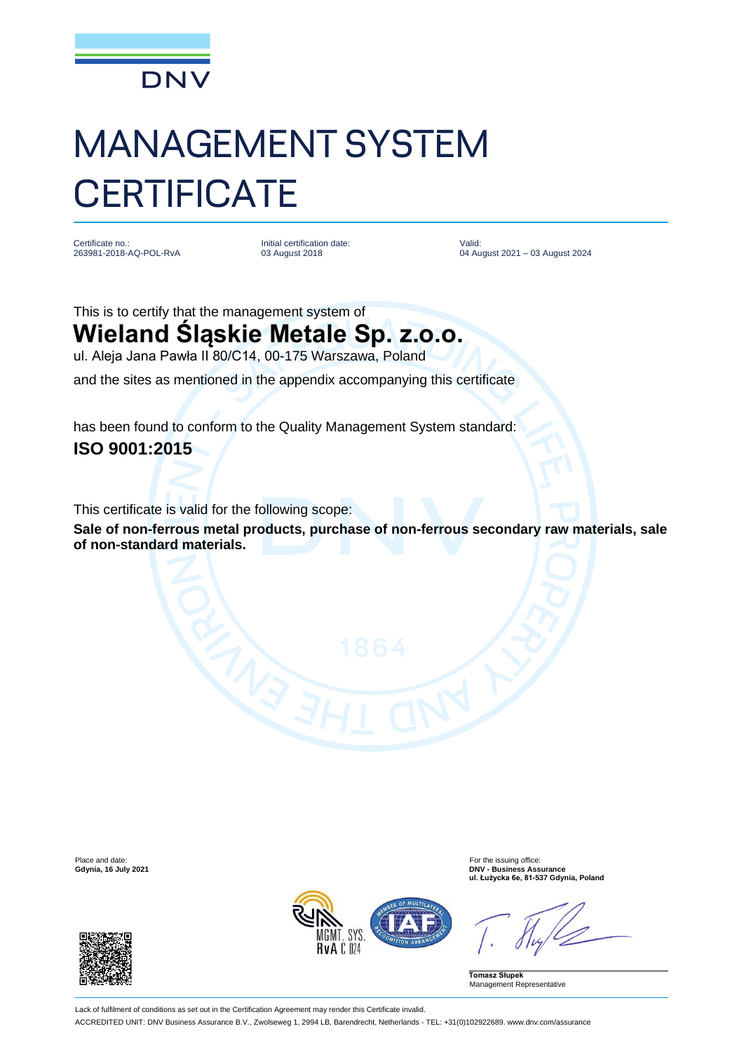DNV

# MANAGEMENT SYSTEM CERTIFICATE

Certificate no.:
263981-2018-AQ-POL-RvA

Initial certification date:
03 August 2018

Valid:
04 August 2021 – 03 August 2024

This is to certify that the management system of

## Wieland Śląskie Metale Sp. z.o.o.

ul. Aleja Jana Pawła II 80/C14, 00-175 Warszawa, Poland

and the sites as mentioned in the appendix accompanying this certificate

has found to conform to the Quality Management System standard:

**ISO 9001:2015**

This certificate is valid for the following scope:

**Sale of non-ferrous metal products, purchase of non-ferrous secondary raw materials, sale of non-standard materials.**

Place and date:
**Gdynia, 16 July 2021**

For the issuing office:
**DNV - Business Assurance**
**ul. Łużycka 6e, 81-537 Gdynia, Poland**

**Tomasz Słupek**
Management Representative

Lack of fulfilment of conditions as set out in the Certification Agreement may render this Certificate invalid.

ACCREDITED UNIT: DNV Business Assurance B.V., Zwolseweg 1, 2994 LB, Barendrecht, Netherlands - TEL: +31(0)102922689. www.dnv.com/assurance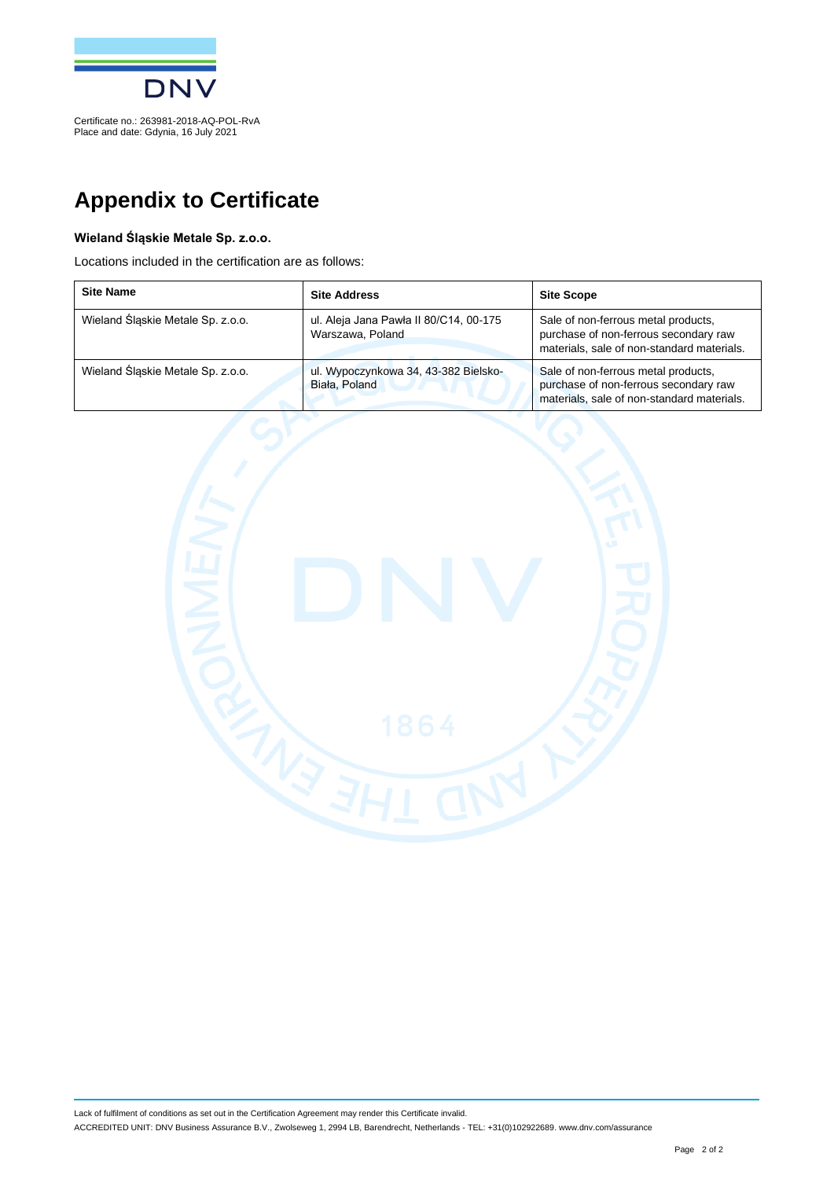Certificate no.: 263981-2018-AQ-POL-RvA
Place and date: Gdynia, 16 July 2021

# Appendix to Certificate

#### Wieland Śląskie Metale Sp. z.o.o.

Locations included in the certification are as follows:

| Site Name | Site Address | Site Scope |
| --- | --- | --- |
| Wieland Śląskie Metale Sp. z.o.o. | ul. Aleja Jana Pawła II 80/C14, 00-175 Warszawa, Poland | Sale of non-ferrous metal products, purchase of non-ferrous secondary raw materials, sale of non-standard materials. |
| Wieland Śląskie Metale Sp. z.o.o. | ul. Wypoczynkowa 34, 43-382 Bielsko-Biała, Poland | Sale of non-ferrous metal products, purchase of non-ferrous secondary raw materials, sale of non-standard materials. |

Lack of fulfilment of conditions as set out in the Certification Agreement may render this Certificate invalid.

ACCREDITED UNIT: DNV Business Assurance B.V., Zwolseweg 1, 2994 LB, Barendrecht, Netherlands - TEL: +31(0)102922689. www.dnv.com/assurance